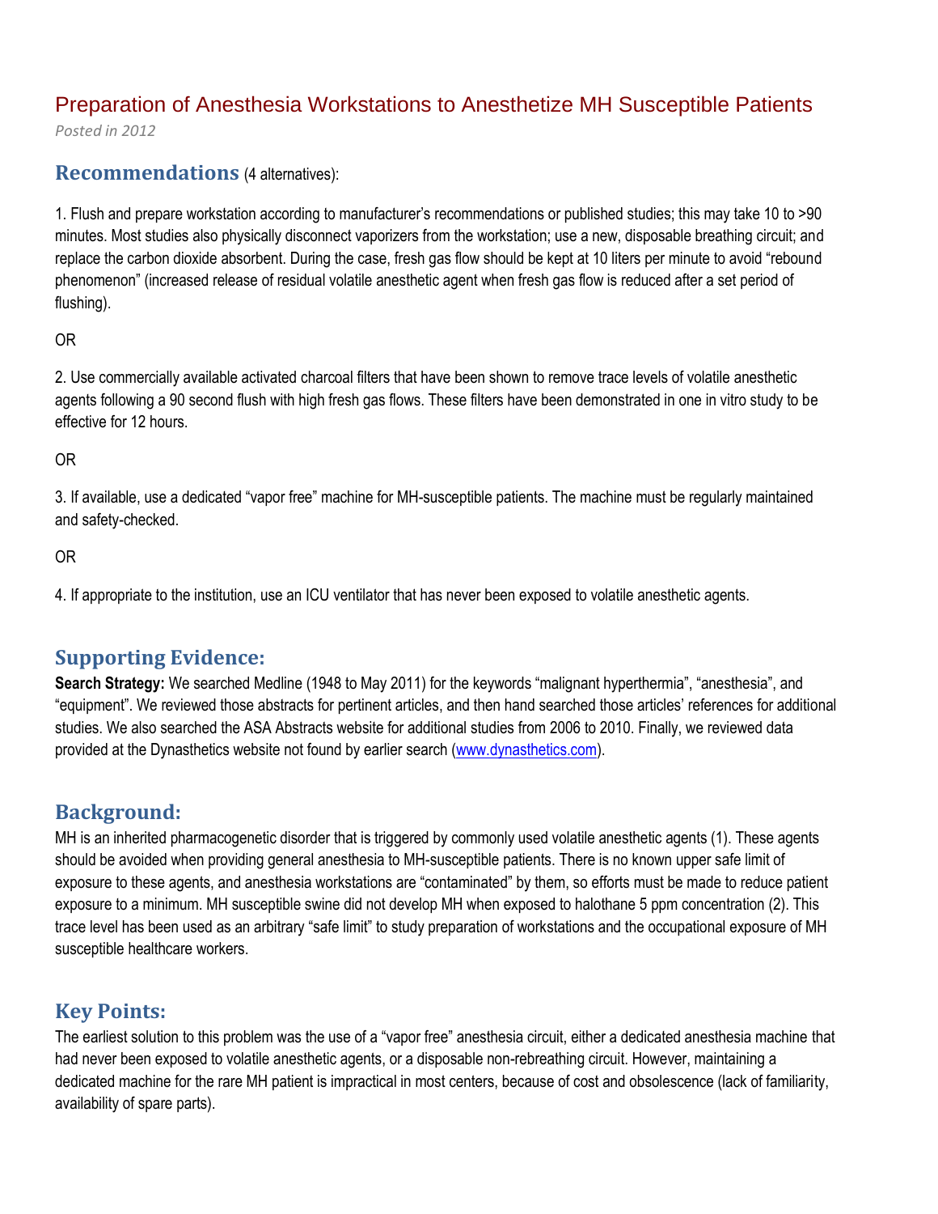# Preparation of Anesthesia Workstations to Anesthetize MH Susceptible Patients

*Posted in 2012*

## Recommendations (4 alternatives):

1. Flush and prepare workstation according to manufacturer's recommendations or published studies; this may take 10 to >90 minutes. Most studies also physically disconnect vaporizers from the workstation; use a new, disposable breathing circuit; and replace the carbon dioxide absorbent. During the case, fresh gas flow should be kept at 10 liters per minute to avoid "rebound phenomenon" (increased release of residual volatile anesthetic agent when fresh gas flow is reduced after a set period of flushing).

OR

2. Use commercially available activated charcoal filters that have been shown to remove trace levels of volatile anesthetic agents following a 90 second flush with high fresh gas flows. These filters have been demonstrated in one in vitro study to be effective for 12 hours.

OR

3. If available, use a dedicated "vapor free" machine for MH-susceptible patients. The machine must be regularly maintained and safety-checked.

OR

4. If appropriate to the institution, use an ICU ventilator that has never been exposed to volatile anesthetic agents.

## Supporting Evidence:

**Search Strategy:** We searched Medline (1948 to May 2011) for the keywords "malignant hyperthermia", "anesthesia", and "equipment". We reviewed those abstracts for pertinent articles, and then hand searched those articles' references for additional studies. We also searched the ASA Abstracts website for additional studies from 2006 to 2010. Finally, we reviewed data provided at the Dynasthetics website not found by earlier search (www.dynasthetics.com).

## Background:

MH is an inherited pharmacogenetic disorder that is triggered by commonly used volatile anesthetic agents (1). These agents should be avoided when providing general anesthesia to MH-susceptible patients. There is no known upper safe limit of exposure to these agents, and anesthesia workstations are "contaminated" by them, so efforts must be made to reduce patient exposure to a minimum. MH susceptible swine did not develop MH when exposed to halothane 5 ppm concentration (2). This trace level has been used as an arbitrary "safe limit" to study preparation of workstations and the occupational exposure of MH susceptible healthcare workers.

## Key Points:

The earliest solution to this problem was the use of a "vapor free" anesthesia circuit, either a dedicated anesthesia machine that had never been exposed to volatile anesthetic agents, or a disposable non-rebreathing circuit. However, maintaining a dedicated machine for the rare MH patient is impractical in most centers, because of cost and obsolescence (lack of familiarity, availability of spare parts).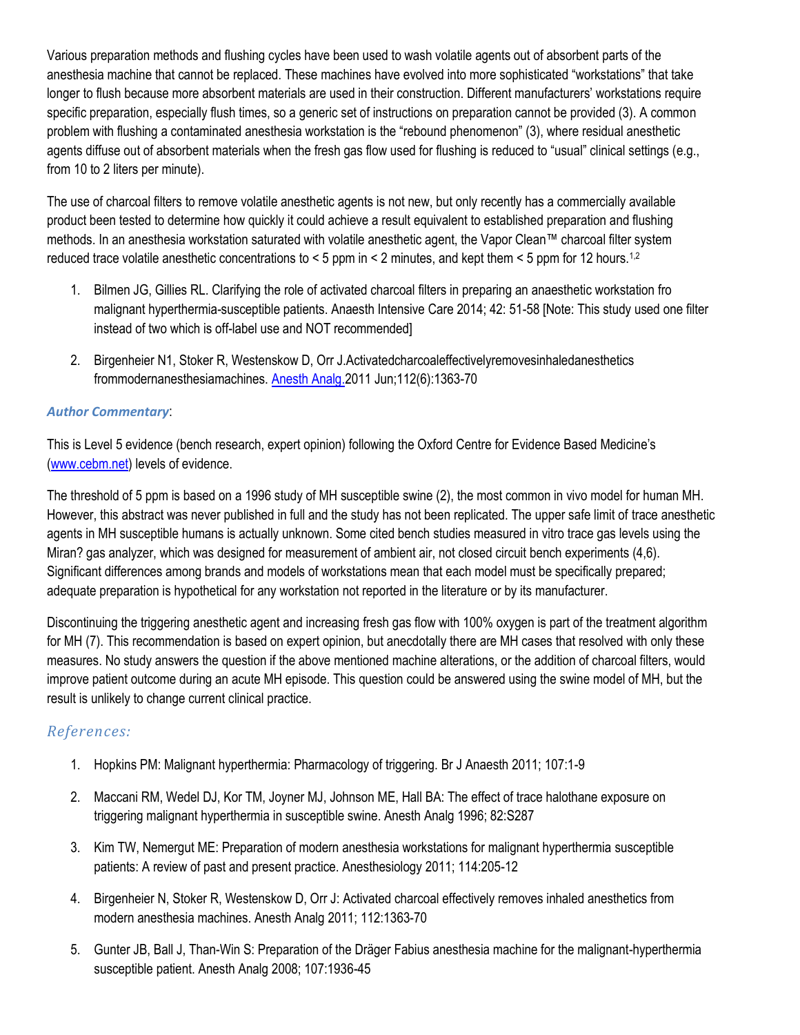Various preparation methods and flushing cycles have been used to wash volatile agents out of absorbent parts of the anesthesia machine that cannot be replaced. These machines have evolved into more sophisticated "workstations" that take longer to flush because more absorbent materials are used in their construction. Different manufacturers' workstations require specific preparation, especially flush times, so a generic set of instructions on preparation cannot be provided (3). A common problem with flushing a contaminated anesthesia workstation is the "rebound phenomenon" (3), where residual anesthetic agents diffuse out of absorbent materials when the fresh gas flow used for flushing is reduced to "usual" clinical settings (e.g., from 10 to 2 liters per minute).

The use of charcoal filters to remove volatile anesthetic agents is not new, but only recently has a commercially available product been tested to determine how quickly it could achieve a result equivalent to established preparation and flushing methods. In an anesthesia workstation saturated with volatile anesthetic agent, the Vapor Clean™ charcoal filter system reduced trace volatile anesthetic concentrations to < 5 ppm in < 2 minutes, and kept them < 5 ppm for 12 hours.[1,2]

1. Bilmen JG, Gillies RL. Clarifying the role of activated charcoal filters in preparing an anaesthetic workstation fro malignant hyperthermia-susceptible patients. Anaesth Intensive Care 2014; 42: 51-58 [Note: This study used one filter instead of two which is off-label use and NOT recommended]

2. Birgenheier N1, Stoker R, Westenskow D, Orr J.Activatedcharcoaleffectivelyremovesinhaledanesthetics frommodernanesthesiamachines. Anesth Analg.2011 Jun;112(6):1363-70

### *Author Commentary*:

This is Level 5 evidence (bench research, expert opinion) following the Oxford Centre for Evidence Based Medicine's (www.cebm.net) levels of evidence.

The threshold of 5 ppm is based on a 1996 study of MH susceptible swine (2), the most common in vivo model for human MH. However, this abstract was never published in full and the study has not been replicated. The upper safe limit of trace anesthetic agents in MH susceptible humans is actually unknown. Some cited bench studies measured in vitro trace gas levels using the Miran? gas analyzer, which was designed for measurement of ambient air, not closed circuit bench experiments (4,6). Significant differences among brands and models of workstations mean that each model must be specifically prepared; adequate preparation is hypothetical for any workstation not reported in the literature or by its manufacturer.

Discontinuing the triggering anesthetic agent and increasing fresh gas flow with 100% oxygen is part of the treatment algorithm for MH (7). This recommendation is based on expert opinion, but anecdotally there are MH cases that resolved with only these measures. No study answers the question if the above mentioned machine alterations, or the addition of charcoal filters, would improve patient outcome during an acute MH episode. This question could be answered using the swine model of MH, but the result is unlikely to change current clinical practice.

## *References:*

1. Hopkins PM: Malignant hyperthermia: Pharmacology of triggering. Br J Anaesth 2011; 107:1-9

2. Maccani RM, Wedel DJ, Kor TM, Joyner MJ, Johnson ME, Hall BA: The effect of trace halothane exposure on triggering malignant hyperthermia in susceptible swine. Anesth Analg 1996; 82:S287

3. Kim TW, Nemergut ME: Preparation of modern anesthesia workstations for malignant hyperthermia susceptible patients: A review of past and present practice. Anesthesiology 2011; 114:205-12

4. Birgenheier N, Stoker R, Westenskow D, Orr J: Activated charcoal effectively removes inhaled anesthetics from modern anesthesia machines. Anesth Analg 2011; 112:1363-70

5. Gunter JB, Ball J, Than-Win S: Preparation of the Dräger Fabius anesthesia machine for the malignant-hyperthermia susceptible patient. Anesth Analg 2008; 107:1936-45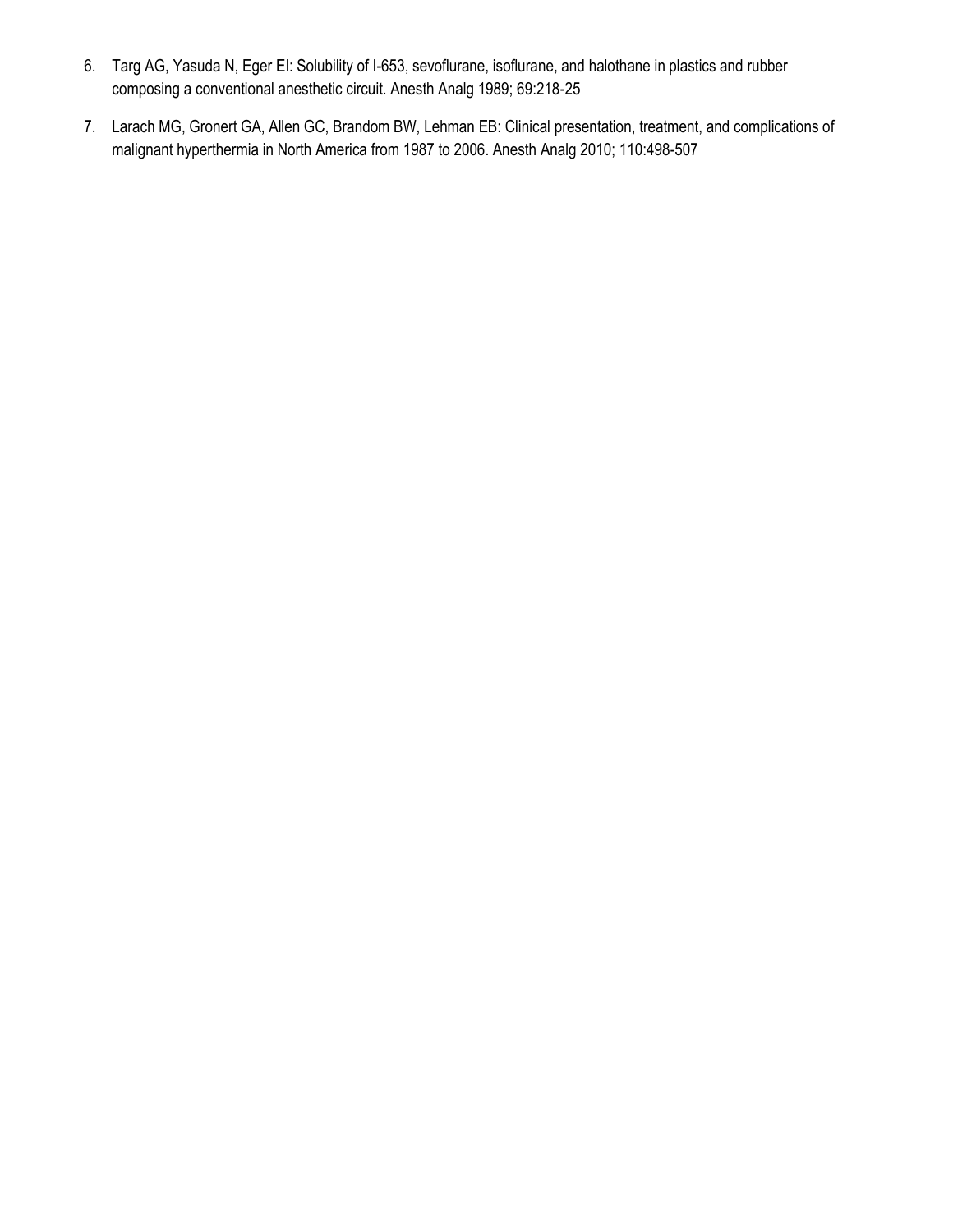6. Targ AG, Yasuda N, Eger EI: Solubility of I-653, sevoflurane, isoflurane, and halothane in plastics and rubber composing a conventional anesthetic circuit. Anesth Analg 1989; 69:218-25
7. Larach MG, Gronert GA, Allen GC, Brandom BW, Lehman EB: Clinical presentation, treatment, and complications of malignant hyperthermia in North America from 1987 to 2006. Anesth Analg 2010; 110:498-507